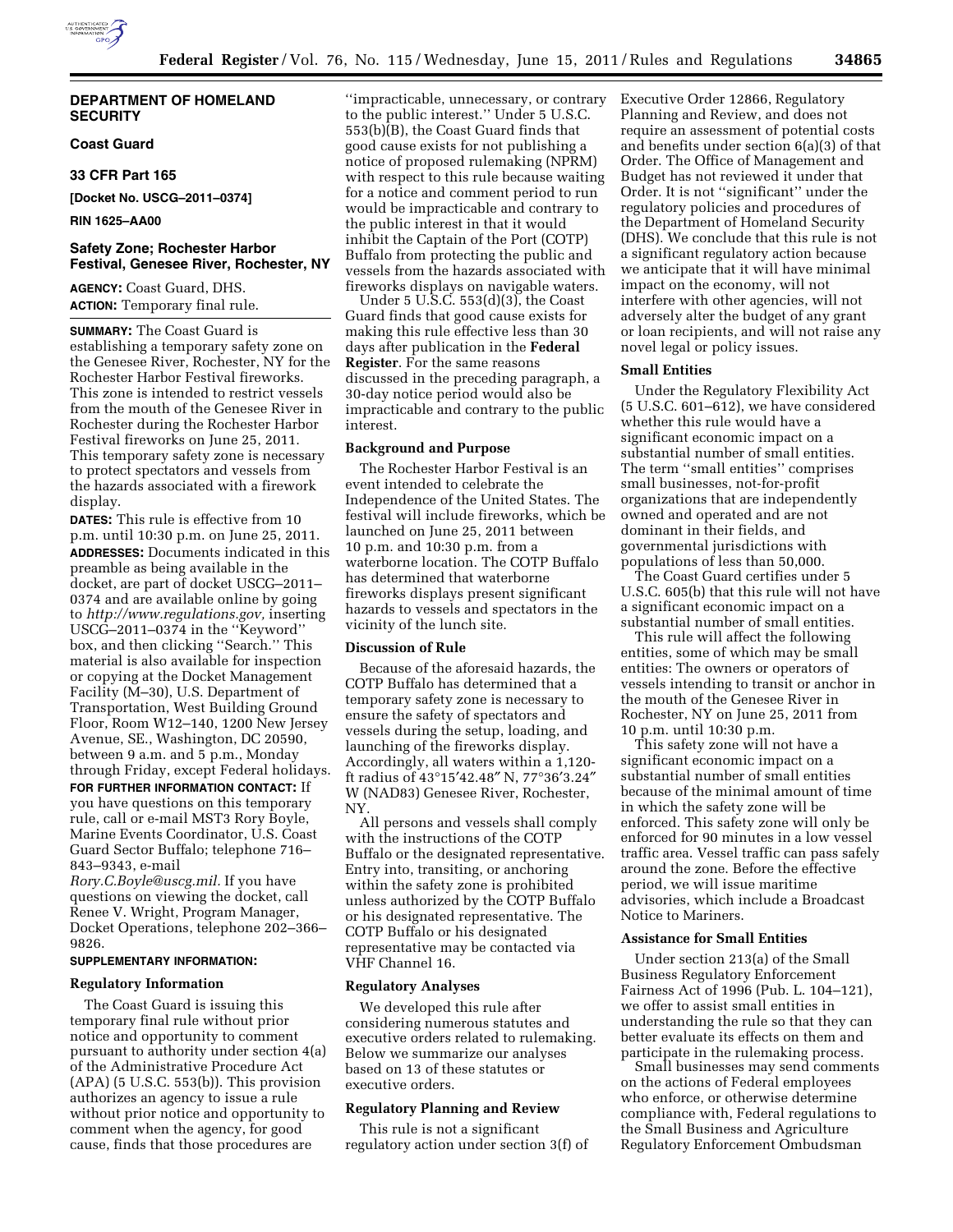## DEPARTMENT OF HOMELAND SECURITY

### Coast Guard

### 33 CFR Part 165

**[Docket No. USCG–2011–0374]**

**RIN 1625–AA00**

### Safety Zone; Rochester Harbor Festival, Genesee River, Rochester, NY

**AGENCY:** Coast Guard, DHS.

**ACTION:** Temporary final rule.

**SUMMARY:** The Coast Guard is establishing a temporary safety zone on the Genesee River, Rochester, NY for the Rochester Harbor Festival fireworks. This zone is intended to restrict vessels from the mouth of the Genesee River in Rochester during the Rochester Harbor Festival fireworks on June 25, 2011. This temporary safety zone is necessary to protect spectators and vessels from the hazards associated with a firework display.

**DATES:** This rule is effective from 10 p.m. until 10:30 p.m. on June 25, 2011.

**ADDRESSES:** Documents indicated in this preamble as being available in the docket, are part of docket USCG–2011–0374 and are available online by going to *http://www.regulations.gov,* inserting USCG–2011–0374 in the ''Keyword'' box, and then clicking ''Search.'' This material is also available for inspection or copying at the Docket Management Facility (M–30), U.S. Department of Transportation, West Building Ground Floor, Room W12–140, 1200 New Jersey Avenue, SE., Washington, DC 20590, between 9 a.m. and 5 p.m., Monday through Friday, except Federal holidays.

**FOR FURTHER INFORMATION CONTACT:** If you have questions on this temporary rule, call or e-mail MST3 Rory Boyle, Marine Events Coordinator, U.S. Coast Guard Sector Buffalo; telephone 716–843–9343, e-mail *Rory.C.Boyle@uscg.mil.* If you have questions on viewing the docket, call Renee V. Wright, Program Manager, Docket Operations, telephone 202–366–9826.

**SUPPLEMENTARY INFORMATION:**

**Regulatory Information**

The Coast Guard is issuing this temporary final rule without prior notice and opportunity to comment pursuant to authority under section 4(a) of the Administrative Procedure Act (APA) (5 U.S.C. 553(b)). This provision authorizes an agency to issue a rule without prior notice and opportunity to comment when the agency, for good cause, finds that those procedures are ''impracticable, unnecessary, or contrary to the public interest.'' Under 5 U.S.C. 553(b)(B), the Coast Guard finds that good cause exists for not publishing a notice of proposed rulemaking (NPRM) with respect to this rule because waiting for a notice and comment period to run would be impracticable and contrary to the public interest in that it would inhibit the Captain of the Port (COTP) Buffalo from protecting the public and vessels from the hazards associated with fireworks displays on navigable waters.

Under 5 U.S.C. 553(d)(3), the Coast Guard finds that good cause exists for making this rule effective less than 30 days after publication in the **Federal Register**. For the same reasons discussed in the preceding paragraph, a 30-day notice period would also be impracticable and contrary to the public interest.

**Background and Purpose**

The Rochester Harbor Festival is an event intended to celebrate the Independence of the United States. The festival will include fireworks, which be launched on June 25, 2011 between 10 p.m. and 10:30 p.m. from a waterborne location. The COTP Buffalo has determined that waterborne fireworks displays present significant hazards to vessels and spectators in the vicinity of the lunch site.

**Discussion of Rule**

Because of the aforesaid hazards, the COTP Buffalo has determined that a temporary safety zone is necessary to ensure the safety of spectators and vessels during the setup, loading, and launching of the fireworks display. Accordingly, all waters within a 1,120-ft radius of 43°15′42.48″ N, 77°36′3.24″ W (NAD83) Genesee River, Rochester, NY.

All persons and vessels shall comply with the instructions of the COTP Buffalo or the designated representative. Entry into, transiting, or anchoring within the safety zone is prohibited unless authorized by the COTP Buffalo or his designated representative. The COTP Buffalo or his designated representative may be contacted via VHF Channel 16.

**Regulatory Analyses**

We developed this rule after considering numerous statutes and executive orders related to rulemaking. Below we summarize our analyses based on 13 of these statutes or executive orders.

**Regulatory Planning and Review**

This rule is not a significant regulatory action under section 3(f) of Executive Order 12866, Regulatory Planning and Review, and does not require an assessment of potential costs and benefits under section 6(a)(3) of that Order. The Office of Management and Budget has not reviewed it under that Order. It is not ''significant'' under the regulatory policies and procedures of the Department of Homeland Security (DHS). We conclude that this rule is not a significant regulatory action because we anticipate that it will have minimal impact on the economy, will not interfere with other agencies, will not adversely alter the budget of any grant or loan recipients, and will not raise any novel legal or policy issues.

**Small Entities**

Under the Regulatory Flexibility Act (5 U.S.C. 601–612), we have considered whether this rule would have a significant economic impact on a substantial number of small entities. The term ''small entities'' comprises small businesses, not-for-profit organizations that are independently owned and operated and are not dominant in their fields, and governmental jurisdictions with populations of less than 50,000.

The Coast Guard certifies under 5 U.S.C. 605(b) that this rule will not have a significant economic impact on a substantial number of small entities.

This rule will affect the following entities, some of which may be small entities: The owners or operators of vessels intending to transit or anchor in the mouth of the Genesee River in Rochester, NY on June 25, 2011 from 10 p.m. until 10:30 p.m.

This safety zone will not have a significant economic impact on a substantial number of small entities because of the minimal amount of time in which the safety zone will be enforced. This safety zone will only be enforced for 90 minutes in a low vessel traffic area. Vessel traffic can pass safely around the zone. Before the effective period, we will issue maritime advisories, which include a Broadcast Notice to Mariners.

**Assistance for Small Entities**

Under section 213(a) of the Small Business Regulatory Enforcement Fairness Act of 1996 (Pub. L. 104–121), we offer to assist small entities in understanding the rule so that they can better evaluate its effects on them and participate in the rulemaking process.

Small businesses may send comments on the actions of Federal employees who enforce, or otherwise determine compliance with, Federal regulations to the Small Business and Agriculture Regulatory Enforcement Ombudsman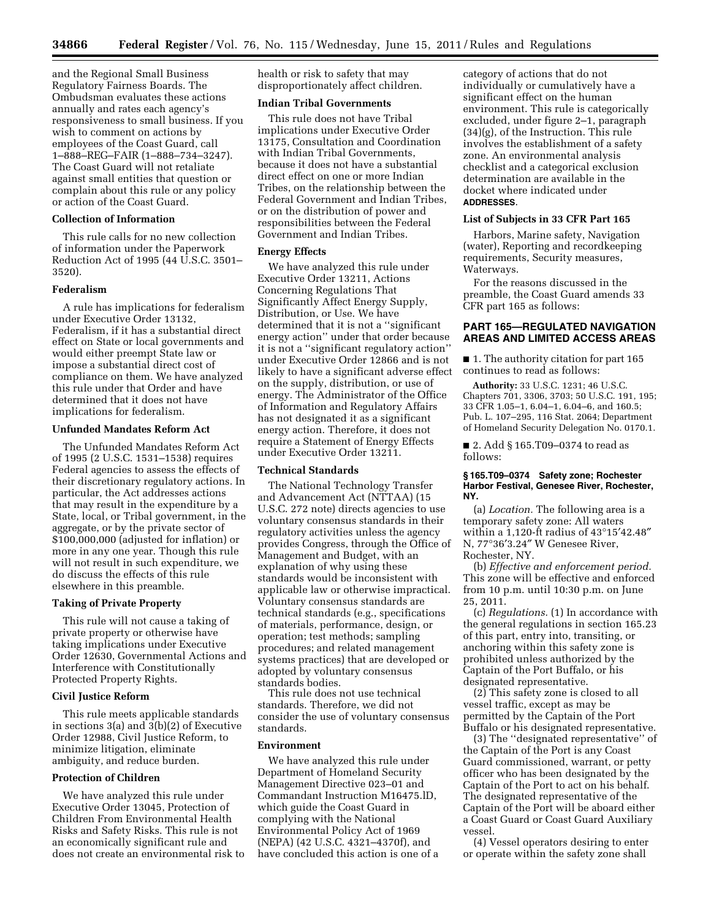and the Regional Small Business Regulatory Fairness Boards. The Ombudsman evaluates these actions annually and rates each agency's responsiveness to small business. If you wish to comment on actions by employees of the Coast Guard, call 1–888–REG–FAIR (1–888–734–3247). The Coast Guard will not retaliate against small entities that question or complain about this rule or any policy or action of the Coast Guard.

**Collection of Information**

This rule calls for no new collection of information under the Paperwork Reduction Act of 1995 (44 U.S.C. 3501–3520).

**Federalism**

A rule has implications for federalism under Executive Order 13132, Federalism, if it has a substantial direct effect on State or local governments and would either preempt State law or impose a substantial direct cost of compliance on them. We have analyzed this rule under that Order and have determined that it does not have implications for federalism.

**Unfunded Mandates Reform Act**

The Unfunded Mandates Reform Act of 1995 (2 U.S.C. 1531–1538) requires Federal agencies to assess the effects of their discretionary regulatory actions. In particular, the Act addresses actions that may result in the expenditure by a State, local, or Tribal government, in the aggregate, or by the private sector of $100,000,000 (adjusted for inflation) or more in any one year. Though this rule will not result in such expenditure, we do discuss the effects of this rule elsewhere in this preamble.

**Taking of Private Property**

This rule will not cause a taking of private property or otherwise have taking implications under Executive Order 12630, Governmental Actions and Interference with Constitutionally Protected Property Rights.

**Civil Justice Reform**

This rule meets applicable standards in sections 3(a) and 3(b)(2) of Executive Order 12988, Civil Justice Reform, to minimize litigation, eliminate ambiguity, and reduce burden.

**Protection of Children**

We have analyzed this rule under Executive Order 13045, Protection of Children From Environmental Health Risks and Safety Risks. This rule is not an economically significant rule and does not create an environmental risk to health or risk to safety that may disproportionately affect children.

**Indian Tribal Governments**

This rule does not have Tribal implications under Executive Order 13175, Consultation and Coordination with Indian Tribal Governments, because it does not have a substantial direct effect on one or more Indian Tribes, on the relationship between the Federal Government and Indian Tribes, or on the distribution of power and responsibilities between the Federal Government and Indian Tribes.

**Energy Effects**

We have analyzed this rule under Executive Order 13211, Actions Concerning Regulations That Significantly Affect Energy Supply, Distribution, or Use. We have determined that it is not a ''significant energy action'' under that order because it is not a ''significant regulatory action'' under Executive Order 12866 and is not likely to have a significant adverse effect on the supply, distribution, or use of energy. The Administrator of the Office of Information and Regulatory Affairs has not designated it as a significant energy action. Therefore, it does not require a Statement of Energy Effects under Executive Order 13211.

**Technical Standards**

The National Technology Transfer and Advancement Act (NTTAA) (15 U.S.C. 272 note) directs agencies to use voluntary consensus standards in their regulatory activities unless the agency provides Congress, through the Office of Management and Budget, with an explanation of why using these standards would be inconsistent with applicable law or otherwise impractical. Voluntary consensus standards are technical standards (e.g., specifications of materials, performance, design, or operation; test methods; sampling procedures; and related management systems practices) that are developed or adopted by voluntary consensus standards bodies.

This rule does not use technical standards. Therefore, we did not consider the use of voluntary consensus standards.

**Environment**

We have analyzed this rule under Department of Homeland Security Management Directive 023–01 and Commandant Instruction M16475.lD, which guide the Coast Guard in complying with the National Environmental Policy Act of 1969 (NEPA) (42 U.S.C. 4321–4370f), and have concluded this action is one of a category of actions that do not individually or cumulatively have a significant effect on the human environment. This rule is categorically excluded, under figure 2–1, paragraph (34)(g), of the Instruction. This rule involves the establishment of a safety zone. An environmental analysis checklist and a categorical exclusion determination are available in the docket where indicated under **ADDRESSES**.

**List of Subjects in 33 CFR Part 165**

Harbors, Marine safety, Navigation (water), Reporting and recordkeeping requirements, Security measures, Waterways.

For the reasons discussed in the preamble, the Coast Guard amends 33 CFR part 165 as follows:

## PART 165—REGULATED NAVIGATION AREAS AND LIMITED ACCESS AREAS

■ 1. The authority citation for part 165 continues to read as follows:

**Authority:** 33 U.S.C. 1231; 46 U.S.C. Chapters 701, 3306, 3703; 50 U.S.C. 191, 195; 33 CFR 1.05–1, 6.04–1, 6.04–6, and 160.5; Pub. L. 107–295, 116 Stat. 2064; Department of Homeland Security Delegation No. 0170.1.

■ 2. Add § 165.T09–0374 to read as follows:

**§ 165.T09–0374 Safety zone; Rochester Harbor Festival, Genesee River, Rochester, NY.**

(a) *Location.* The following area is a temporary safety zone: All waters within a 1,120-ft radius of 43°15′42.48″ N, 77°36′3.24″ W Genesee River, Rochester, NY.

(b) *Effective and enforcement period.* This zone will be effective and enforced from 10 p.m. until 10:30 p.m. on June 25, 2011.

(c) *Regulations.* (1) In accordance with the general regulations in section 165.23 of this part, entry into, transiting, or anchoring within this safety zone is prohibited unless authorized by the Captain of the Port Buffalo, or his designated representative.

(2) This safety zone is closed to all vessel traffic, except as may be permitted by the Captain of the Port Buffalo or his designated representative.

(3) The ''designated representative'' of the Captain of the Port is any Coast Guard commissioned, warrant, or petty officer who has been designated by the Captain of the Port to act on his behalf. The designated representative of the Captain of the Port will be aboard either a Coast Guard or Coast Guard Auxiliary vessel.

(4) Vessel operators desiring to enter or operate within the safety zone shall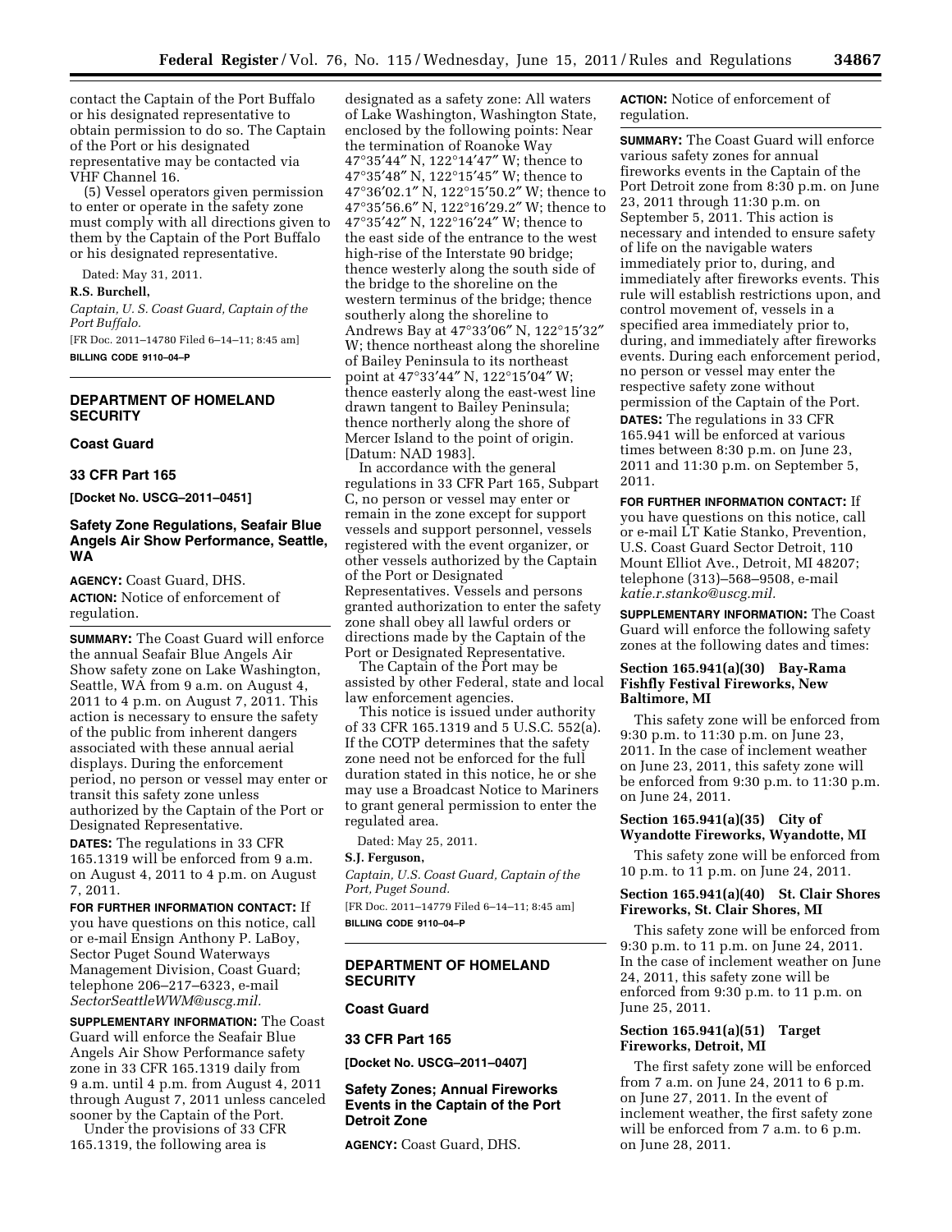contact the Captain of the Port Buffalo or his designated representative to obtain permission to do so. The Captain of the Port or his designated representative may be contacted via VHF Channel 16.

(5) Vessel operators given permission to enter or operate in the safety zone must comply with all directions given to them by the Captain of the Port Buffalo or his designated representative.

Dated: May 31, 2011.

**R.S. Burchell,**

*Captain, U. S. Coast Guard, Captain of the Port Buffalo.*

[FR Doc. 2011–14780 Filed 6–14–11; 8:45 am]

**BILLING CODE 9110–04–P**

---

## DEPARTMENT OF HOMELAND SECURITY

### Coast Guard

### 33 CFR Part 165

**[Docket No. USCG–2011–0451]**

### Safety Zone Regulations, Seafair Blue Angels Air Show Performance, Seattle, WA

**AGENCY:** Coast Guard, DHS.

**ACTION:** Notice of enforcement of regulation.

**SUMMARY:** The Coast Guard will enforce the annual Seafair Blue Angels Air Show safety zone on Lake Washington, Seattle, WA from 9 a.m. on August 4, 2011 to 4 p.m. on August 7, 2011. This action is necessary to ensure the safety of the public from inherent dangers associated with these annual aerial displays. During the enforcement period, no person or vessel may enter or transit this safety zone unless authorized by the Captain of the Port or Designated Representative.

**DATES:** The regulations in 33 CFR 165.1319 will be enforced from 9 a.m. on August 4, 2011 to 4 p.m. on August 7, 2011.

**FOR FURTHER INFORMATION CONTACT:** If you have questions on this notice, call or e-mail Ensign Anthony P. LaBoy, Sector Puget Sound Waterways Management Division, Coast Guard; telephone 206–217–6323, e-mail *SectorSeattleWWM@uscg.mil.*

**SUPPLEMENTARY INFORMATION:** The Coast Guard will enforce the Seafair Blue Angels Air Show Performance safety zone in 33 CFR 165.1319 daily from 9 a.m. until 4 p.m. from August 4, 2011 through August 7, 2011 unless canceled sooner by the Captain of the Port.

Under the provisions of 33 CFR 165.1319, the following area is designated as a safety zone: All waters of Lake Washington, Washington State, enclosed by the following points: Near the termination of Roanoke Way 47°35′44″ N, 122°14′47″ W; thence to 47°35′48″ N, 122°15′45″ W; thence to 47°36′02.1″ N, 122°15′50.2″ W; thence to 47°35′56.6″ N, 122°16′29.2″ W; thence to 47°35′42″ N, 122°16′24″ W; thence to the east side of the entrance to the west high-rise of the Interstate 90 bridge; thence westerly along the south side of the bridge to the shoreline on the western terminus of the bridge; thence southerly along the shoreline to Andrews Bay at 47°33′06″ N, 122°15′32″ W; thence northeast along the shoreline of Bailey Peninsula to its northeast point at 47°33′44″ N, 122°15′04″ W; thence easterly along the east-west line drawn tangent to Bailey Peninsula; thence northerly along the shore of Mercer Island to the point of origin. [Datum: NAD 1983].

In accordance with the general regulations in 33 CFR Part 165, Subpart C, no person or vessel may enter or remain in the zone except for support vessels and support personnel, vessels registered with the event organizer, or other vessels authorized by the Captain of the Port or Designated Representatives. Vessels and persons granted authorization to enter the safety zone shall obey all lawful orders or directions made by the Captain of the Port or Designated Representative.

The Captain of the Port may be assisted by other Federal, state and local law enforcement agencies.

This notice is issued under authority of 33 CFR 165.1319 and 5 U.S.C. 552(a). If the COTP determines that the safety zone need not be enforced for the full duration stated in this notice, he or she may use a Broadcast Notice to Mariners to grant general permission to enter the regulated area.

Dated: May 25, 2011.

**S.J. Ferguson,**

*Captain, U.S. Coast Guard, Captain of the Port, Puget Sound.*

[FR Doc. 2011–14779 Filed 6–14–11; 8:45 am]

**BILLING CODE 9110–04–P**

---

## DEPARTMENT OF HOMELAND SECURITY

### Coast Guard

### 33 CFR Part 165

**[Docket No. USCG–2011–0407]**

### Safety Zones; Annual Fireworks Events in the Captain of the Port Detroit Zone

**AGENCY:** Coast Guard, DHS.

**ACTION:** Notice of enforcement of regulation.

**SUMMARY:** The Coast Guard will enforce various safety zones for annual fireworks events in the Captain of the Port Detroit zone from 8:30 p.m. on June 23, 2011 through 11:30 p.m. on September 5, 2011. This action is necessary and intended to ensure safety of life on the navigable waters immediately prior to, during, and immediately after fireworks events. This rule will establish restrictions upon, and control movement of, vessels in a specified area immediately prior to, during, and immediately after fireworks events. During each enforcement period, no person or vessel may enter the respective safety zone without permission of the Captain of the Port.

**DATES:** The regulations in 33 CFR 165.941 will be enforced at various times between 8:30 p.m. on June 23, 2011 and 11:30 p.m. on September 5, 2011.

**FOR FURTHER INFORMATION CONTACT:** If you have questions on this notice, call or e-mail LT Katie Stanko, Prevention, U.S. Coast Guard Sector Detroit, 110 Mount Elliot Ave., Detroit, MI 48207; telephone (313)–568–9508, e-mail *katie.r.stanko@uscg.mil.*

**SUPPLEMENTARY INFORMATION:** The Coast Guard will enforce the following safety zones at the following dates and times:

#### Section 165.941(a)(30) Bay-Rama Fishfly Festival Fireworks, New Baltimore, MI

This safety zone will be enforced from 9:30 p.m. to 11:30 p.m. on June 23, 2011. In the case of inclement weather on June 23, 2011, this safety zone will be enforced from 9:30 p.m. to 11:30 p.m. on June 24, 2011.

#### Section 165.941(a)(35) City of Wyandotte Fireworks, Wyandotte, MI

This safety zone will be enforced from 10 p.m. to 11 p.m. on June 24, 2011.

#### Section 165.941(a)(40) St. Clair Shores Fireworks, St. Clair Shores, MI

This safety zone will be enforced from 9:30 p.m. to 11 p.m. on June 24, 2011. In the case of inclement weather on June 24, 2011, this safety zone will be enforced from 9:30 p.m. to 11 p.m. on June 25, 2011.

#### Section 165.941(a)(51) Target Fireworks, Detroit, MI

The first safety zone will be enforced from 7 a.m. on June 24, 2011 to 6 p.m. on June 27, 2011. In the event of inclement weather, the first safety zone will be enforced from 7 a.m. to 6 p.m. on June 28, 2011.